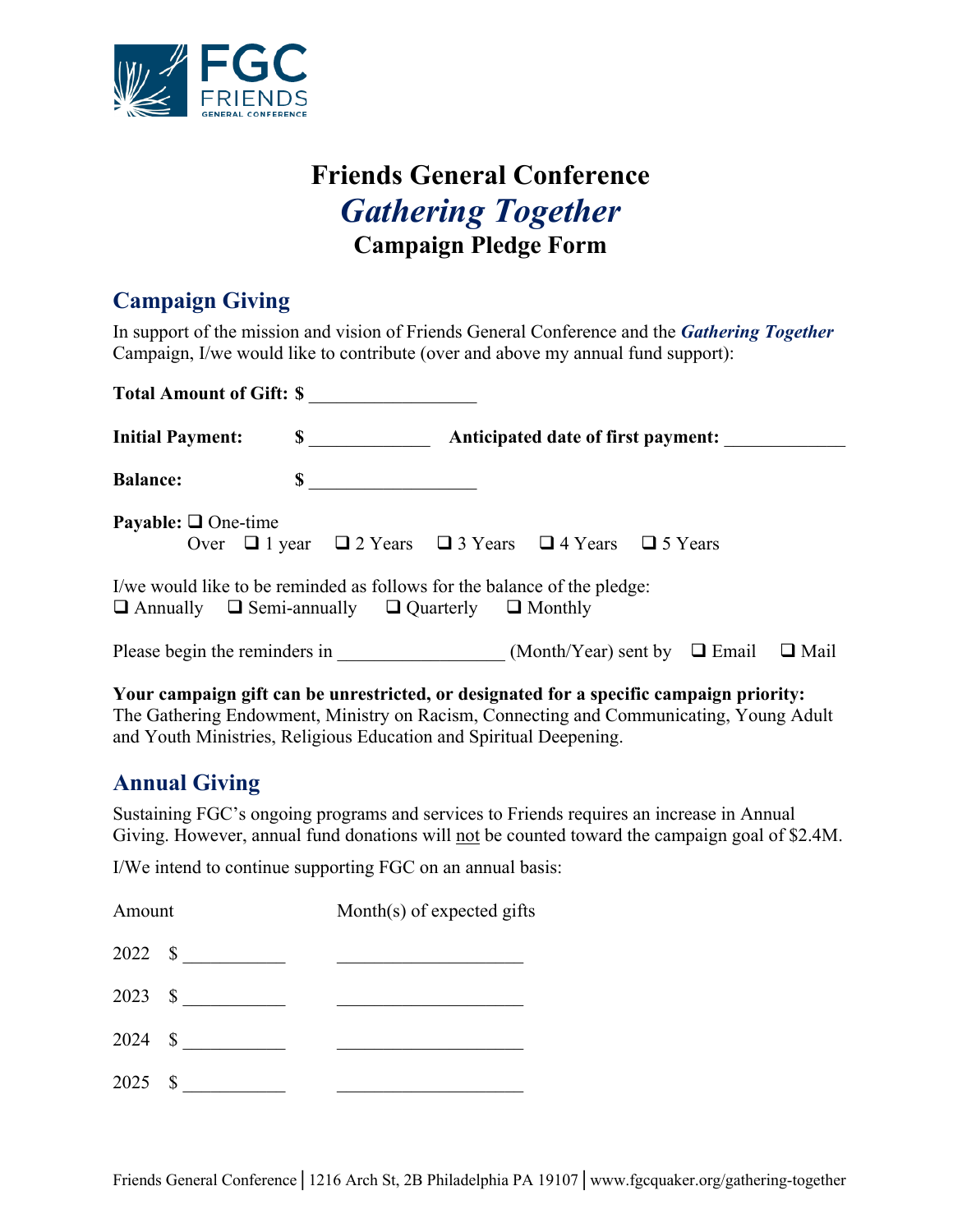# Friends General Conference

## *Gathering Together*

### Campaign Pledge Form

## Campaign Giving

In support of the mission and vision of Friends General Conference and the ***Gathering Together*** Campaign, I/we would like to contribute (over and above my annual fund support):

**Total Amount of Gift: $** __________________

**Initial Payment:** **$** _____________ **Anticipated date of first payment:** _____________

**Balance:** **$** __________________

**Payable:** ❑ One-time
Over ❑ 1 year ❑ 2 Years ❑ 3 Years ❑ 4 Years ❑ 5 Years

I/we would like to be reminded as follows for the balance of the pledge:
❑ Annually ❑ Semi-annually ❑ Quarterly ❑ Monthly

Please begin the reminders in __________________ (Month/Year) sent by ❑ Email ❑ Mail

**Your campaign gift can be unrestricted, or designated for a specific campaign priority:** The Gathering Endowment, Ministry on Racism, Connecting and Communicating, Young Adult and Youth Ministries, Religious Education and Spiritual Deepening.

## Annual Giving

Sustaining FGC's ongoing programs and services to Friends requires an increase in Annual Giving. However, annual fund donations will <u>not</u> be counted toward the campaign goal of $2.4M.

I/We intend to continue supporting FGC on an annual basis:

| Amount | | Month(s) of expected gifts |
|---|---|---|
| 2022 | $ ___________ | ____________________ |
| 2023 | $ ___________ | ____________________ |
| 2024 | $ ___________ | ____________________ |
| 2025 | $ ___________ | ____________________ |

Friends General Conference | 1216 Arch St, 2B Philadelphia PA 19107 | www.fgcquaker.org/gathering-together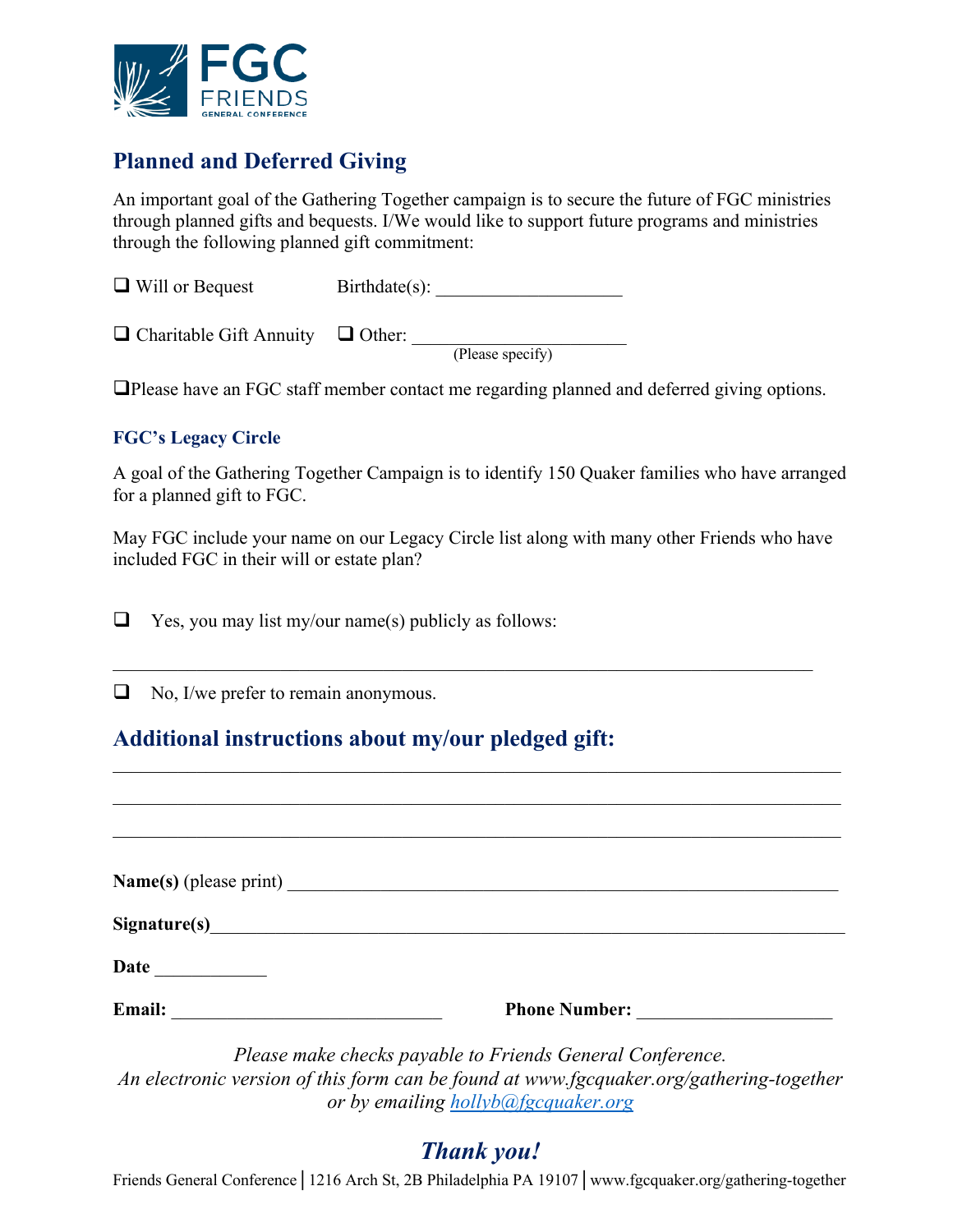FGC FRIENDS GENERAL CONFERENCE

## Planned and Deferred Giving

An important goal of the Gathering Together campaign is to secure the future of FGC ministries through planned gifts and bequests. I/We would like to support future programs and ministries through the following planned gift commitment:

❑ Will or Bequest  Birthdate(s): ____________________

❑ Charitable Gift Annuity  ❑ Other: ______________________
(Please specify)

❑Please have an FGC staff member contact me regarding planned and deferred giving options.

### FGC's Legacy Circle

A goal of the Gathering Together Campaign is to identify 150 Quaker families who have arranged for a planned gift to FGC.

May FGC include your name on our Legacy Circle list along with many other Friends who have included FGC in their will or estate plan?

❑ Yes, you may list my/our name(s) publicly as follows:

_____________________________________________________________________________

❑ No, I/we prefer to remain anonymous.

## Additional instructions about my/our pledged gift:

_____________________________________________________________________________

_____________________________________________________________________________

_____________________________________________________________________________

**Name(s)** (please print) ____________________________________________________________

**Signature(s)**______________________________________________________________________

**Date** ____________

**Email:** _____________________________ **Phone Number:** _____________________

*Please make checks payable to Friends General Conference.*
*An electronic version of this form can be found at www.fgcquaker.org/gathering-together or by emailing hollyb@fgcquaker.org*

## *Thank you!*

Friends General Conference | 1216 Arch St, 2B Philadelphia PA 19107 | www.fgcquaker.org/gathering-together